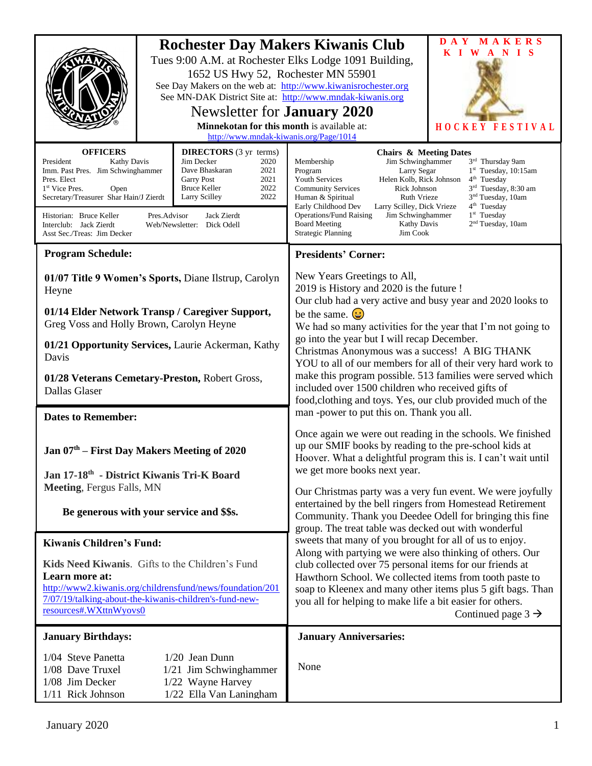# Rochester Day Makers Kiwanis Club

Tues 9:00 A.M. at Rochester Elks Lodge 1091 Building, 1652 US Hwy 52, Rochester MN 55901

See Day Makers on the web at: http://www.kiwanisrochester.org

See MN-DAK District Site at: http://www.mndak-kiwanis.org

## Newsletter for **January 2020**

**Minnekotan for this month** is available at: http://www.mndak-kiwanis.org/Page/1014

**DAY MAKERS KIWANIS**

**HOCKEY FESTIVAL**

| OFFICERS | |
|---|---|
| President | Kathy Davis |
| Imm. Past Pres. | Jim Schwinghammer |
| Pres. Elect | |
| 1st Vice Pres. | Open |
| Secretary/Treasurer | Shar Hain/J Zierdt |

| DIRECTORS (3 yr terms) | |
|---|---|
| Jim Decker | 2020 |
| Dave Bhaskaran | 2021 |
| Garry Post | 2021 |
| Bruce Keller | 2022 |
| Larry Scilley | 2022 |

Historian: Bruce Keller    Pres.Advisor    Jack Zierdt
Interclub: Jack Zierdt    Web/Newsletter: Dick Odell
Asst Sec./Treas: Jim Decker

| Chairs & Meeting Dates | | |
|---|---|---|
| Membership | Jim Schwinghammer | 3rd Thursday 9am |
| Program | Larry Segar | 1st Tuesday, 10:15am |
| Youth Services | Helen Kolb, Rick Johnson | 4th Tuesday |
| Community Services | Rick Johnson | 3rd Tuesday, 8:30 am |
| Human & Spiritual | Ruth Vrieze | 3nd Tuesday, 10am |
| Early Childhood Dev | Larry Scilley, Dick Vrieze | 4th Tuesday |
| Operations/Fund Raising | Jim Schwinghammer | 1st Tuesday |
| Board Meeting | Kathy Davis | 2nd Tuesday, 10am |
| Strategic Planning | Jim Cook | |

## Program Schedule:

**01/07 Title 9 Women's Sports,** Diane Ilstrup, Carolyn Heyne

**01/14 Elder Network Transp / Caregiver Support,** Greg Voss and Holly Brown, Carolyn Heyne

**01/21 Opportunity Services,** Laurie Ackerman, Kathy Davis

**01/28 Veterans Cemetary-Preston,** Robert Gross, Dallas Glaser

## Dates to Remember:

**Jan 07th – First Day Makers Meeting of 2020**

**Jan 17-18th - District Kiwanis Tri-K Board Meeting**, Fergus Falls, MN

**Be generous with your service and $$s.**

## Kiwanis Children's Fund:

**Kids Need Kiwanis**. Gifts to the Children's Fund
**Learn more at:**
http://www2.kiwanis.org/childrensfund/news/foundation/2017/07/19/talking-about-the-kiwanis-children's-fund-new-resources#.WXttnWyovs0

## Presidents' Corner:

New Years Greetings to All,
2019 is History and 2020 is the future !
Our club had a very active and busy year and 2020 looks to be the same. 😀
We had so many activities for the year that I'm not going to go into the year but I will recap December.
Christmas Anonymous was a success! A BIG THANK YOU to all of our members for all of their very hard work to make this program possible. 513 families were served which included over 1500 children who received gifts of food,clothing and toys. Yes, our club provided much of the man -power to put this on. Thank you all.

Once again we were out reading in the schools. We finished up our SMIF books by reading to the pre-school kids at Hoover. What a delightful program this is. I can't wait until we get more books next year.

Our Christmas party was a very fun event. We were joyfully entertained by the bell ringers from Homestead Retirement Community. Thank you Deedee Odell for bringing this fine group. The treat table was decked out with wonderful sweets that many of you brought for all of us to enjoy. Along with partying we were also thinking of others. Our club collected over 75 personal items for our friends at Hawthorn School. We collected items from tooth paste to soap to Kleenex and many other items plus 5 gift bags. Than you all for helping to make life a bit easier for others.

Continued page 3 →

## January Birthdays:

| | |
|---|---|
| 1/04 Steve Panetta | 1/20 Jean Dunn |
| 1/08 Dave Truxel | 1/21 Jim Schwinghammer |
| 1/08 Jim Decker | 1/22 Wayne Harvey |
| 1/11 Rick Johnson | 1/22 Ella Van Laningham |

## January Anniversaries:

None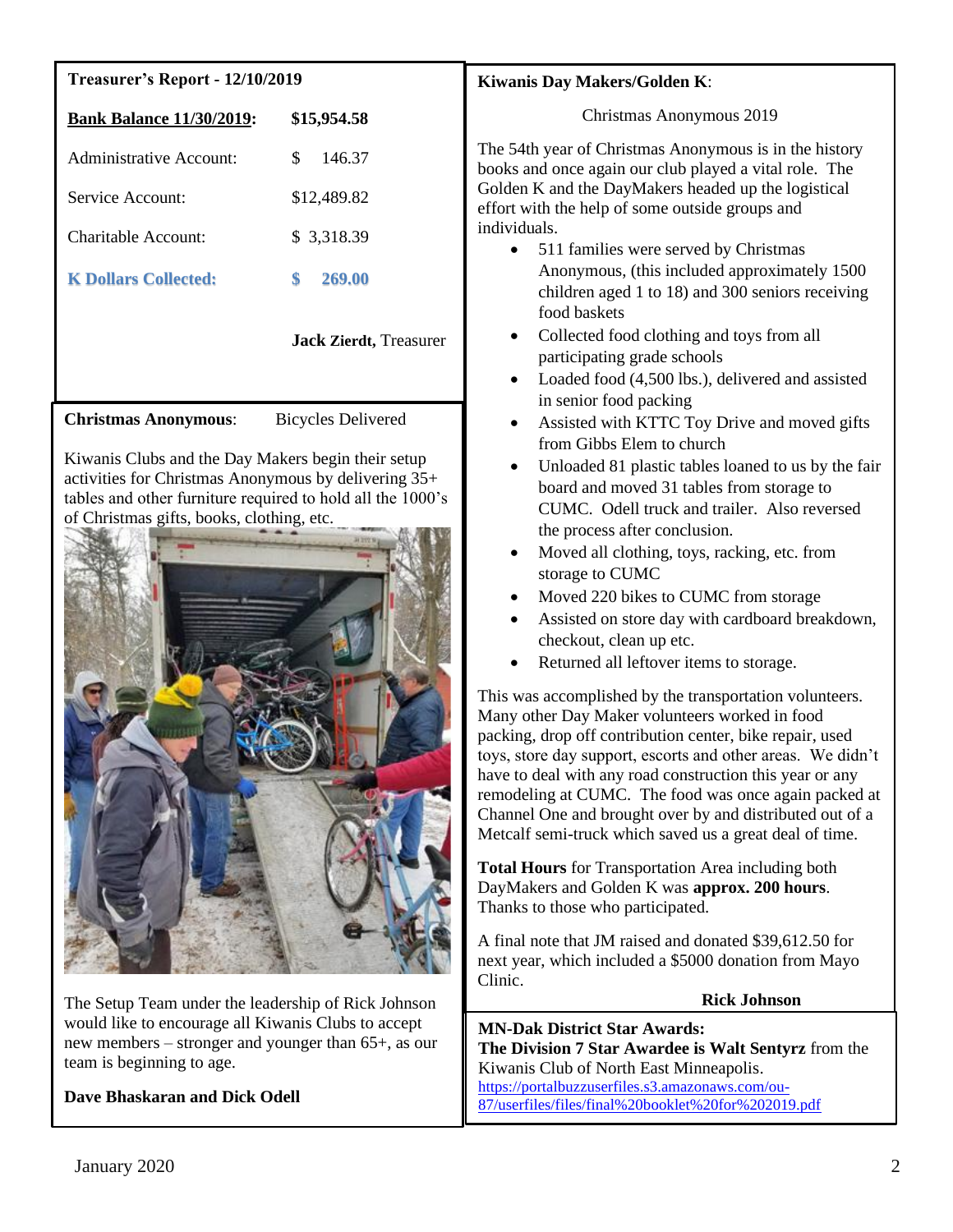**Treasurer's Report - 12/10/2019**

| | |
|---|---|
| **Bank Balance 11/30/2019:** | **$15,954.58** |
| Administrative Account: | $ 146.37 |
| Service Account: | $12,489.82 |
| Charitable Account: | $ 3,318.39 |
| **K Dollars Collected:** | **$ 269.00** |

**Jack Zierdt,** Treasurer

**Christmas Anonymous**: Bicycles Delivered

Kiwanis Clubs and the Day Makers begin their setup activities for Christmas Anonymous by delivering 35+ tables and other furniture required to hold all the 1000's of Christmas gifts, books, clothing, etc.

The Setup Team under the leadership of Rick Johnson would like to encourage all Kiwanis Clubs to accept new members – stronger and younger than 65+, as our team is beginning to age.

**Dave Bhaskaran and Dick Odell**

**Kiwanis Day Makers/Golden K**:

Christmas Anonymous 2019

The 54th year of Christmas Anonymous is in the history books and once again our club played a vital role. The Golden K and the DayMakers headed up the logistical effort with the help of some outside groups and individuals.

- 511 families were served by Christmas Anonymous, (this included approximately 1500 children aged 1 to 18) and 300 seniors receiving food baskets
- Collected food clothing and toys from all participating grade schools
- Loaded food (4,500 lbs.), delivered and assisted in senior food packing
- Assisted with KTTC Toy Drive and moved gifts from Gibbs Elem to church
- Unloaded 81 plastic tables loaned to us by the fair board and moved 31 tables from storage to CUMC. Odell truck and trailer. Also reversed the process after conclusion.
- Moved all clothing, toys, racking, etc. from storage to CUMC
- Moved 220 bikes to CUMC from storage
- Assisted on store day with cardboard breakdown, checkout, clean up etc.
- Returned all leftover items to storage.

This was accomplished by the transportation volunteers. Many other Day Maker volunteers worked in food packing, drop off contribution center, bike repair, used toys, store day support, escorts and other areas. We didn't have to deal with any road construction this year or any remodeling at CUMC. The food was once again packed at Channel One and brought over by and distributed out of a Metcalf semi-truck which saved us a great deal of time.

**Total Hours** for Transportation Area including both DayMakers and Golden K was **approx. 200 hours**. Thanks to those who participated.

A final note that JM raised and donated $39,612.50 for next year, which included a $5000 donation from Mayo Clinic.

**Rick Johnson**

**MN-Dak District Star Awards:**
**The Division 7 Star Awardee is Walt Sentyrz** from the Kiwanis Club of North East Minneapolis.
https://portalbuzzuserfiles.s3.amazonaws.com/ou-87/userfiles/files/final%20booklet%20for%202019.pdf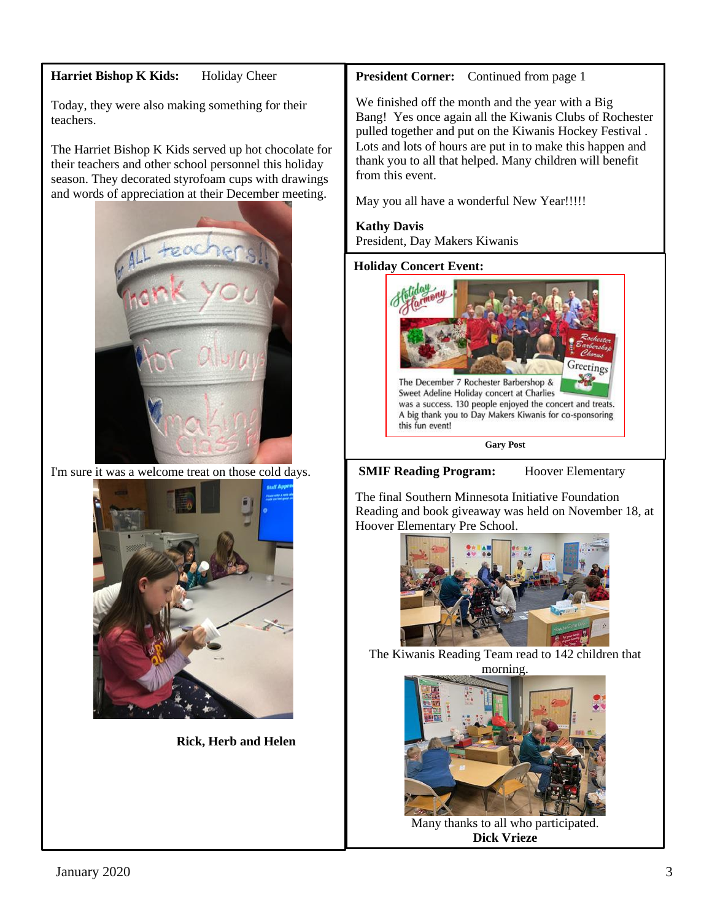**Harriet Bishop K Kids:** Holiday Cheer

Today, they were also making something for their teachers.

The Harriet Bishop K Kids served up hot chocolate for their teachers and other school personnel this holiday season. They decorated styrofoam cups with drawings and words of appreciation at their December meeting.

I'm sure it was a welcome treat on those cold days.

**Rick, Herb and Helen**

**President Corner:** Continued from page 1

We finished off the month and the year with a Big Bang! Yes once again all the Kiwanis Clubs of Rochester pulled together and put on the Kiwanis Hockey Festival . Lots and lots of hours are put in to make this happen and thank you to all that helped. Many children will benefit from this event.

May you all have a wonderful New Year!!!!!

**Kathy Davis**
President, Day Makers Kiwanis

**Holiday Concert Event:**

The December 7 Rochester Barbershop & Sweet Adeline Holiday concert at Charlies was a success. 130 people enjoyed the concert and treats. A big thank you to Day Makers Kiwanis for co-sponsoring this fun event!

**Gary Post**

**SMIF Reading Program:** Hoover Elementary

The final Southern Minnesota Initiative Foundation Reading and book giveaway was held on November 18, at Hoover Elementary Pre School.

The Kiwanis Reading Team read to 142 children that morning.

Many thanks to all who participated.
**Dick Vrieze**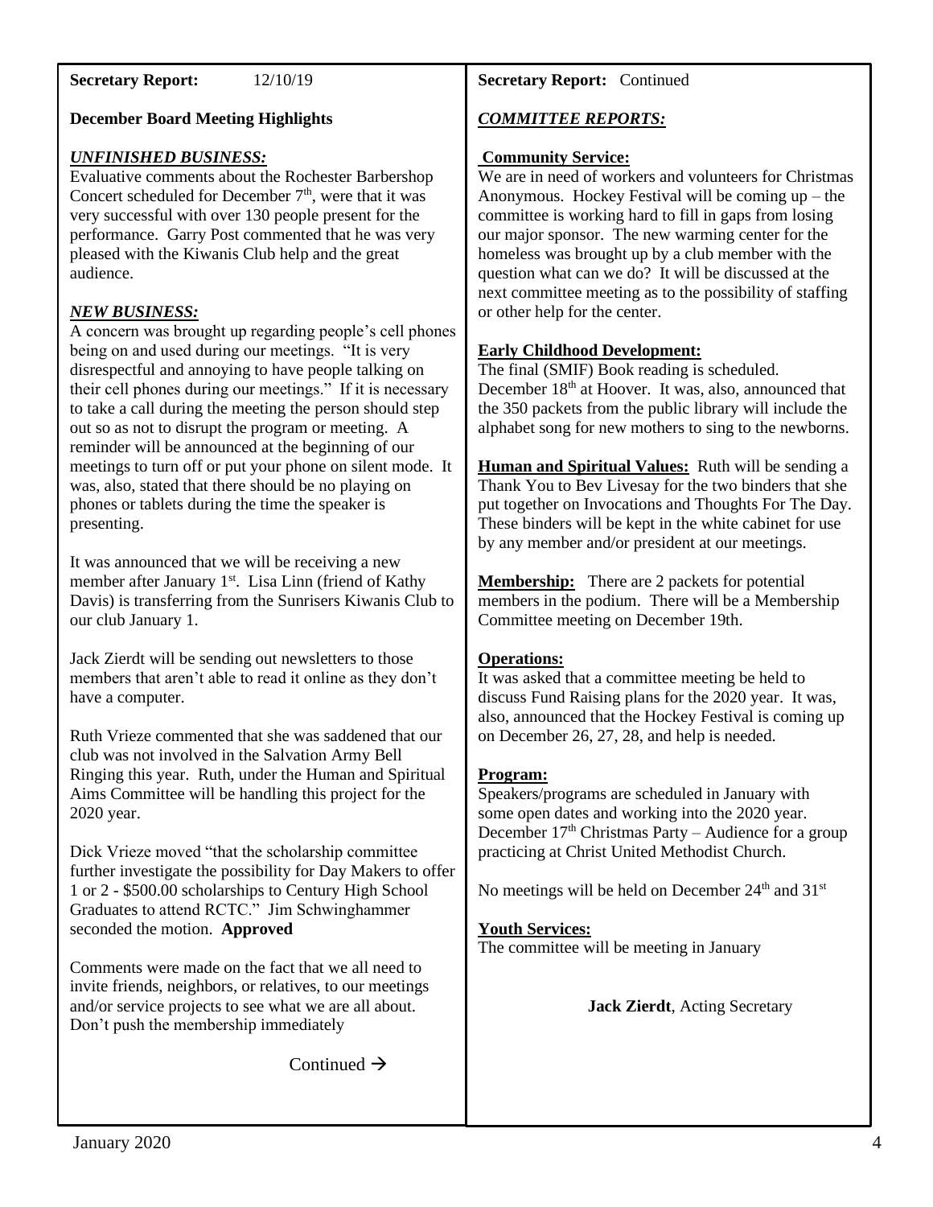**Secretary Report:** 12/10/19

**December Board Meeting Highlights**

***UNFINISHED BUSINESS:***

Evaluative comments about the Rochester Barbershop Concert scheduled for December 7th, were that it was very successful with over 130 people present for the performance. Garry Post commented that he was very pleased with the Kiwanis Club help and the great audience.

***NEW BUSINESS:***

A concern was brought up regarding people's cell phones being on and used during our meetings. "It is very disrespectful and annoying to have people talking on their cell phones during our meetings." If it is necessary to take a call during the meeting the person should step out so as not to disrupt the program or meeting. A reminder will be announced at the beginning of our meetings to turn off or put your phone on silent mode. It was, also, stated that there should be no playing on phones or tablets during the time the speaker is presenting.

It was announced that we will be receiving a new member after January 1st. Lisa Linn (friend of Kathy Davis) is transferring from the Sunrisers Kiwanis Club to our club January 1.

Jack Zierdt will be sending out newsletters to those members that aren't able to read it online as they don't have a computer.

Ruth Vrieze commented that she was saddened that our club was not involved in the Salvation Army Bell Ringing this year. Ruth, under the Human and Spiritual Aims Committee will be handling this project for the 2020 year.

Dick Vrieze moved "that the scholarship committee further investigate the possibility for Day Makers to offer 1 or 2 - $500.00 scholarships to Century High School Graduates to attend RCTC." Jim Schwinghammer seconded the motion. **Approved**

Comments were made on the fact that we all need to invite friends, neighbors, or relatives, to our meetings and/or service projects to see what we are all about. Don't push the membership immediately

Continued →

**Secretary Report:** Continued

***COMMITTEE REPORTS:***

**Community Service:**

We are in need of workers and volunteers for Christmas Anonymous. Hockey Festival will be coming up – the committee is working hard to fill in gaps from losing our major sponsor. The new warming center for the homeless was brought up by a club member with the question what can we do? It will be discussed at the next committee meeting as to the possibility of staffing or other help for the center.

**Early Childhood Development:**

The final (SMIF) Book reading is scheduled. December 18th at Hoover. It was, also, announced that the 350 packets from the public library will include the alphabet song for new mothers to sing to the newborns.

**Human and Spiritual Values:** Ruth will be sending a Thank You to Bev Livesay for the two binders that she put together on Invocations and Thoughts For The Day. These binders will be kept in the white cabinet for use by any member and/or president at our meetings.

**Membership:** There are 2 packets for potential members in the podium. There will be a Membership Committee meeting on December 19th.

**Operations:**

It was asked that a committee meeting be held to discuss Fund Raising plans for the 2020 year. It was, also, announced that the Hockey Festival is coming up on December 26, 27, 28, and help is needed.

**Program:**

Speakers/programs are scheduled in January with some open dates and working into the 2020 year. December 17th Christmas Party – Audience for a group practicing at Christ United Methodist Church.

No meetings will be held on December 24th and 31st

**Youth Services:**

The committee will be meeting in January

**Jack Zierdt**, Acting Secretary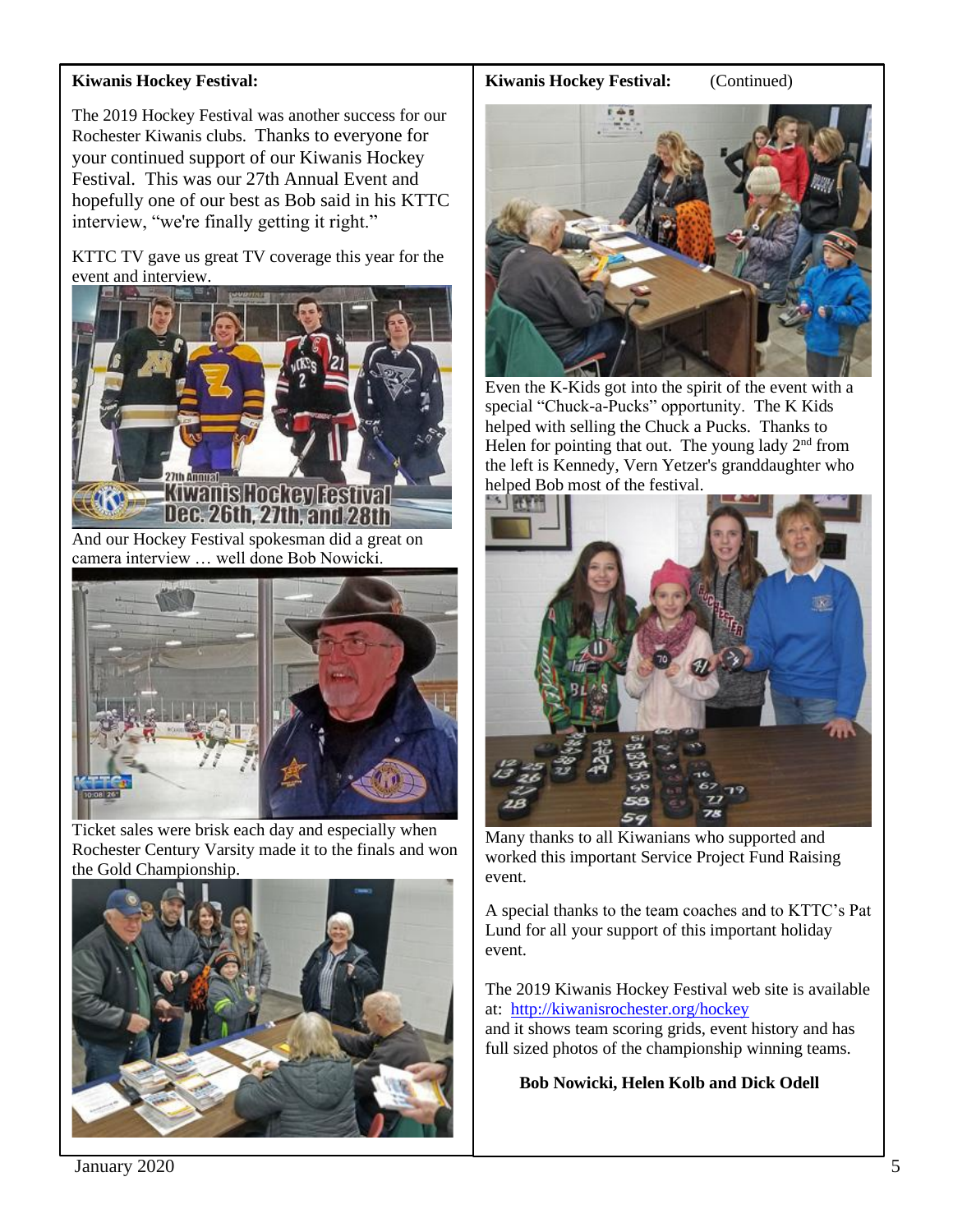**Kiwanis Hockey Festival:**

The 2019 Hockey Festival was another success for our Rochester Kiwanis clubs. Thanks to everyone for your continued support of our Kiwanis Hockey Festival. This was our 27th Annual Event and hopefully one of our best as Bob said in his KTTC interview, "we're finally getting it right."

KTTC TV gave us great TV coverage this year for the event and interview.

And our Hockey Festival spokesman did a great on camera interview … well done Bob Nowicki.

Ticket sales were brisk each day and especially when Rochester Century Varsity made it to the finals and won the Gold Championship.

**Kiwanis Hockey Festival:** (Continued)

Even the K-Kids got into the spirit of the event with a special "Chuck-a-Pucks" opportunity. The K Kids helped with selling the Chuck a Pucks. Thanks to Helen for pointing that out. The young lady 2nd from the left is Kennedy, Vern Yetzer's granddaughter who helped Bob most of the festival.

Many thanks to all Kiwanians who supported and worked this important Service Project Fund Raising event.

A special thanks to the team coaches and to KTTC's Pat Lund for all your support of this important holiday event.

The 2019 Kiwanis Hockey Festival web site is available at: http://kiwanisrochester.org/hockey
and it shows team scoring grids, event history and has full sized photos of the championship winning teams.

**Bob Nowicki, Helen Kolb and Dick Odell**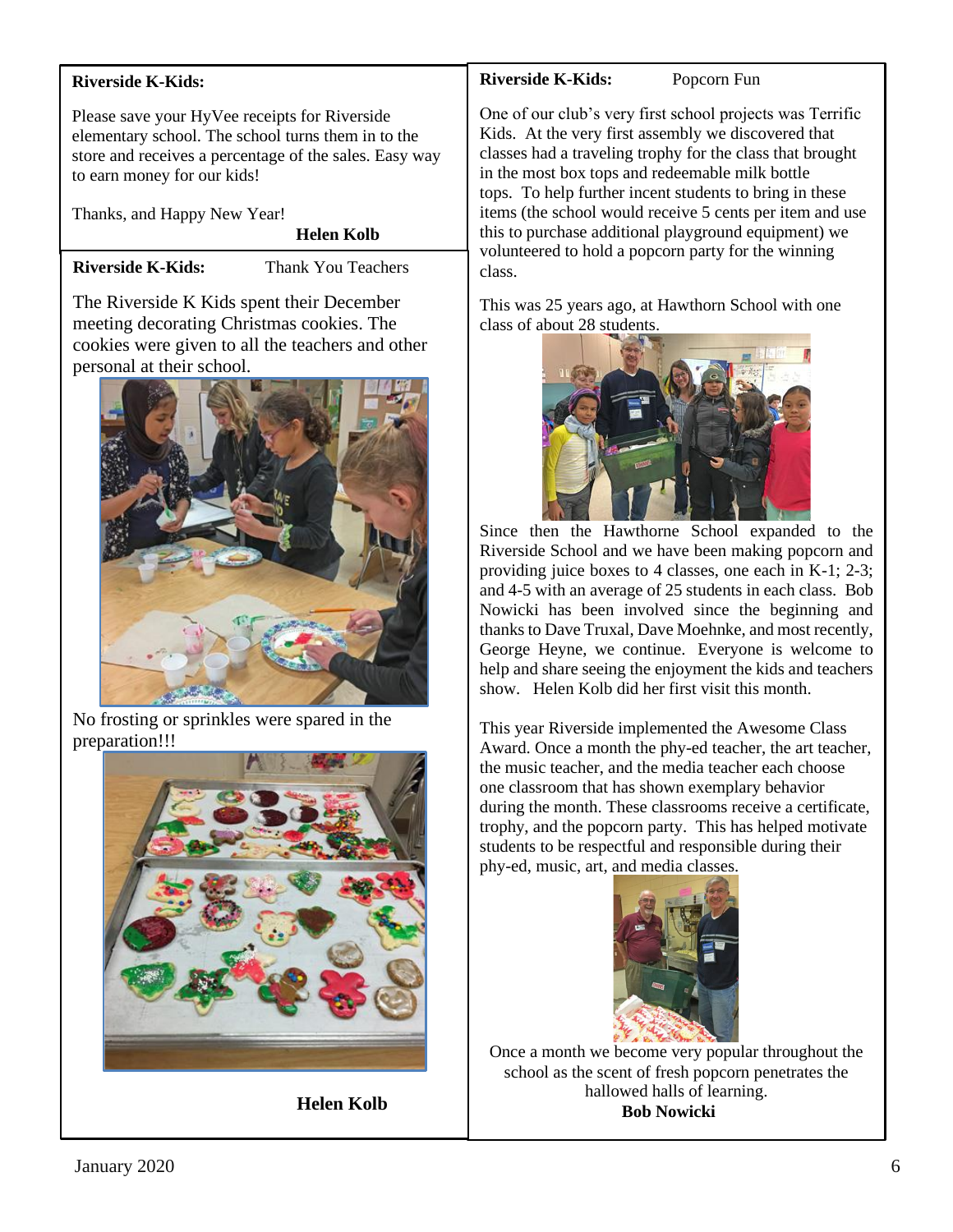**Riverside K-Kids:**

Please save your HyVee receipts for Riverside elementary school. The school turns them in to the store and receives a percentage of the sales. Easy way to earn money for our kids!

Thanks, and Happy New Year!

**Helen Kolb**

**Riverside K-Kids:** Thank You Teachers

The Riverside K Kids spent their December meeting decorating Christmas cookies. The cookies were given to all the teachers and other personal at their school.

No frosting or sprinkles were spared in the preparation!!!

**Helen Kolb**

**Riverside K-Kids:** Popcorn Fun

One of our club's very first school projects was Terrific Kids. At the very first assembly we discovered that classes had a traveling trophy for the class that brought in the most box tops and redeemable milk bottle tops. To help further incent students to bring in these items (the school would receive 5 cents per item and use this to purchase additional playground equipment) we volunteered to hold a popcorn party for the winning class.

This was 25 years ago, at Hawthorn School with one class of about 28 students.

Since then the Hawthorne School expanded to the Riverside School and we have been making popcorn and providing juice boxes to 4 classes, one each in K-1; 2-3; and 4-5 with an average of 25 students in each class. Bob Nowicki has been involved since the beginning and thanks to Dave Truxal, Dave Moehnke, and most recently, George Heyne, we continue. Everyone is welcome to help and share seeing the enjoyment the kids and teachers show. Helen Kolb did her first visit this month.

This year Riverside implemented the Awesome Class Award. Once a month the phy-ed teacher, the art teacher, the music teacher, and the media teacher each choose one classroom that has shown exemplary behavior during the month. These classrooms receive a certificate, trophy, and the popcorn party. This has helped motivate students to be respectful and responsible during their phy-ed, music, art, and media classes.

Once a month we become very popular throughout the school as the scent of fresh popcorn penetrates the hallowed halls of learning.

**Bob Nowicki**